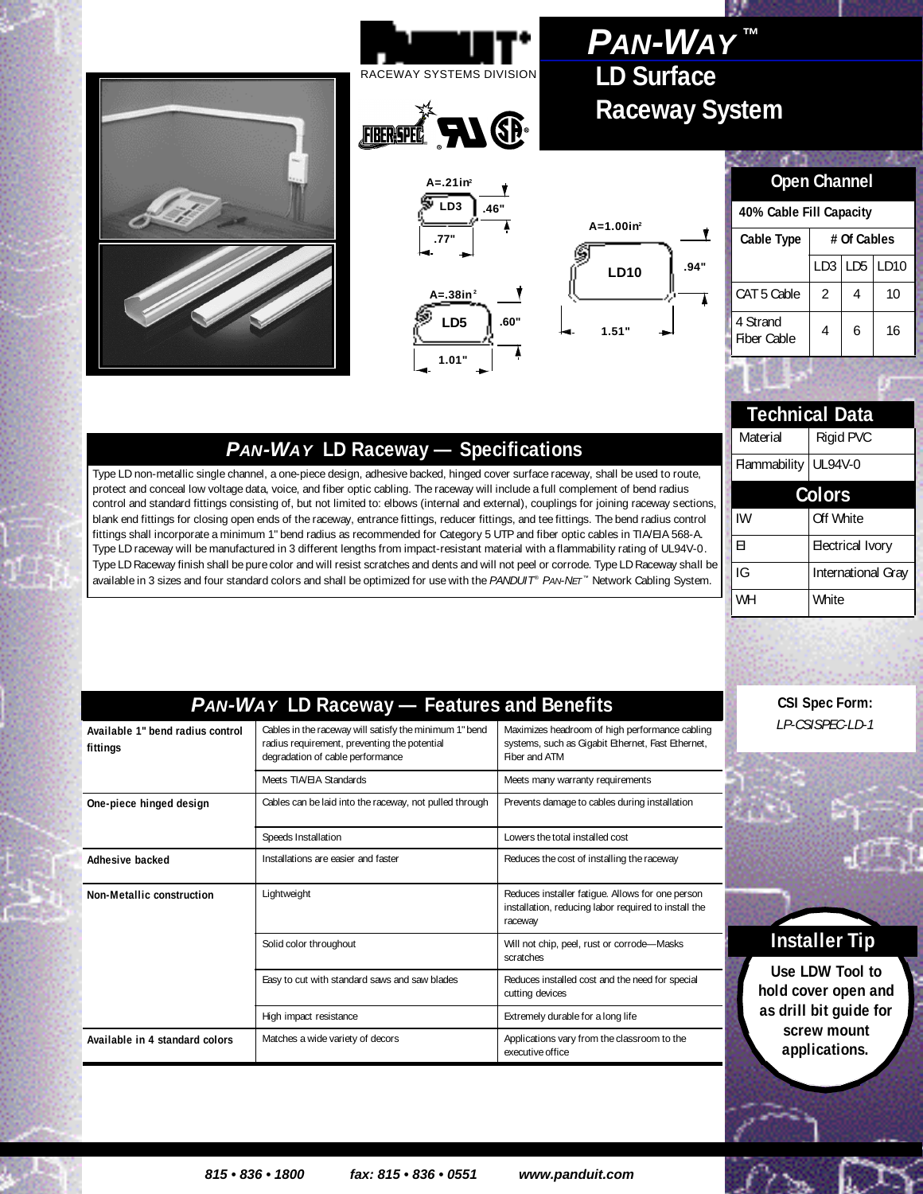RACEWAY SYSTEMS DIVISION

# PAN-WAY™ LD Surface Raceway System

A=.21in²
LD3
.46"
.77"

A=.38in²
LD5
.60"
1.01"

A=1.00in²
LD10
.94"
1.51"

## Open Channel

40% Cable Fill Capacity

| Cable Type | # Of Cables | | |
|---|---|---|---|
| | LD3 | LD5 | LD10 |
| CAT 5 Cable | 2 | 4 | 10 |
| 4 Strand Fiber Cable | 4 | 6 | 16 |

## PAN-WAY LD Raceway — Specifications

Type LD non-metallic single channel, a one-piece design, adhesive backed, hinged cover surface raceway, shall be used to route, protect and conceal low voltage data, voice, and fiber optic cabling. The raceway will include a full complement of bend radius control and standard fittings consisting of, but not limited to: elbows (internal and external), couplings for joining raceway sections, blank end fittings for closing open ends of the raceway, entrance fittings, reducer fittings, and tee fittings. The bend radius control fittings shall incorporate a minimum 1" bend radius as recommended for Category 5 UTP and fiber optic cables in TIA/EIA 568-A. Type LD raceway will be manufactured in 3 different lengths from impact-resistant material with a flammability rating of UL94V-0. Type LD Raceway finish shall be pure color and will resist scratches and dents and will not peel or corrode. Type LD Raceway shall be available in 3 sizes and four standard colors and shall be optimized for use with the *PANDUIT® PAN-NET™* Network Cabling System.

## Technical Data

| Material | Rigid PVC |
|---|---|
| Flammability | UL94V-0 |

## Colors

| IW | Off White |
|---|---|
| EI | Electrical Ivory |
| IG | International Gray |
| WH | White |

## PAN-WAY LD Raceway — Features and Benefits

| | | |
|---|---|---|
| **Available 1" bend radius control fittings** | Cables in the raceway will satisfy the minimum 1" bend radius requirement, preventing the potential degradation of cable performance | Maximizes headroom of high performance cabling systems, such as Gigabit Ethernet, Fast Ethernet, Fiber and ATM |
| | Meets TIA/EIA Standards | Meets many warranty requirements |
| **One-piece hinged design** | Cables can be laid into the raceway, not pulled through | Prevents damage to cables during installation |
| | Speeds Installation | Lowers the total installed cost |
| **Adhesive backed** | Installations are easier and faster | Reduces the cost of installing the raceway |
| **Non-Metallic construction** | Lightweight | Reduces installer fatigue. Allows for one person installation, reducing labor required to install the raceway |
| | Solid color throughout | Will not chip, peel, rust or corrode—Masks scratches |
| | Easy to cut with standard saws and saw blades | Reduces installed cost and the need for special cutting devices |
| | High impact resistance | Extremely durable for a long life |
| **Available in 4 standard colors** | Matches a wide variety of decors | Applications vary from the classroom to the executive office |

**CSI Spec Form:**
*LP-CSISPEC-LD-1*

## Installer Tip

**Use LDW Tool to hold cover open and as drill bit guide for screw mount applications.**

815 • 836 • 1800 fax: 815 • 836 • 0551 www.panduit.com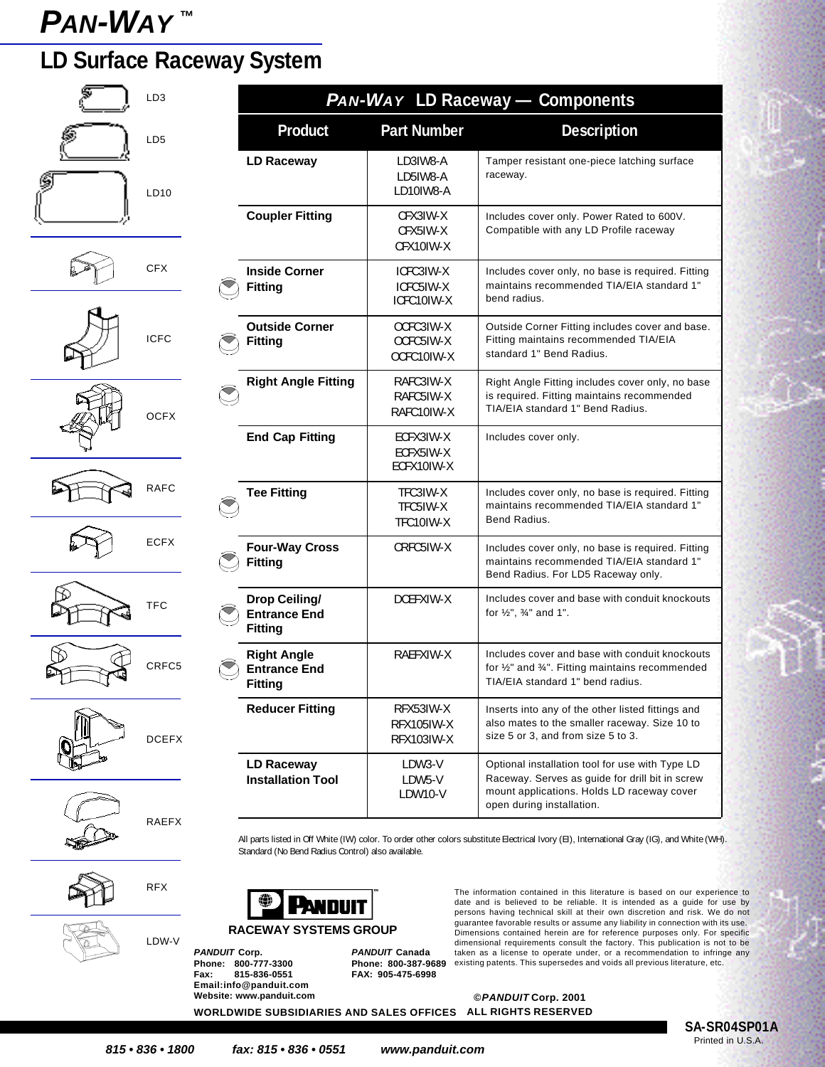# PAN-WAY ™

## LD Surface Raceway System

LD3

LD5

LD10

CFX

ICFC

OCFX

RAFC

ECFX

TFC

CRFC5

DCEFX

RAEFX

RFX

LDW-V

### PAN-WAY LD Raceway — Components

| Product | Part Number | Description |
| --- | --- | --- |
| **LD Raceway** | LD3IW8-A<br>LD5IW8-A<br>LD10IW8-A | Tamper resistant one-piece latching surface raceway. |
| **Coupler Fitting** | CFX3IW-X<br>CFX5IW-X<br>CFX10IW-X | Includes cover only. Power Rated to 600V. Compatible with any LD Profile raceway |
| **Inside Corner Fitting** | ICFC3IW-X<br>ICFC5IW-X<br>ICFC10IW-X | Includes cover only, no base is required. Fitting maintains recommended TIA/EIA standard 1" bend radius. |
| **Outside Corner Fitting** | OCFC3IW-X<br>OCFC5IW-X<br>OCFC10IW-X | Outside Corner Fitting includes cover and base. Fitting maintains recommended TIA/EIA standard 1" Bend Radius. |
| **Right Angle Fitting** | RAFC3IW-X<br>RAFC5IW-X<br>RAFC10IW-X | Right Angle Fitting includes cover only, no base is required. Fitting maintains recommended TIA/EIA standard 1" Bend Radius. |
| **End Cap Fitting** | ECFX3IW-X<br>ECFX5IW-X<br>ECFX10IW-X | Includes cover only. |
| **Tee Fitting** | TFC3IW-X<br>TFC5IW-X<br>TFC10IW-X | Includes cover only, no base is required. Fitting maintains recommended TIA/EIA standard 1" Bend Radius. |
| **Four-Way Cross Fitting** | CRFC5IW-X | Includes cover only, no base is required. Fitting maintains recommended TIA/EIA standard 1" Bend Radius. For LD5 Raceway only. |
| **Drop Ceiling/ Entrance End Fitting** | DCEFXIW-X | Includes cover and base with conduit knockouts for ½", ¾" and 1". |
| **Right Angle Entrance End Fitting** | RAEFXIW-X | Includes cover and base with conduit knockouts for ½" and ¾". Fitting maintains recommended TIA/EIA standard 1" bend radius. |
| **Reducer Fitting** | RFX53IW-X<br>RFX105IW-X<br>RFX103IW-X | Inserts into any of the other listed fittings and also mates to the smaller raceway. Size 10 to size 5 or 3, and from size 5 to 3. |
| **LD Raceway Installation Tool** | LDW3-V<br>LDW5-V<br>LDW10-V | Optional installation tool for use with Type LD Raceway. Serves as guide for drill bit in screw mount applications. Holds LD raceway cover open during installation. |

All parts listed in Off White (IW) color. To order other colors substitute Electrical Ivory (EI), International Gray (IG), and White (WH). Standard (No Bend Radius Control) also available.

**PANDUIT™**

**RACEWAY SYSTEMS GROUP**

**PANDUIT Corp.**
**Phone: 800-777-3300**
**Fax: 815-836-0551**
**Email:info@panduit.com**
**Website: www.panduit.com**

**PANDUIT Canada**
**Phone: 800-387-9689**
**FAX: 905-475-6998**

The information contained in this literature is based on our experience to date and is believed to be reliable. It is intended as a guide for use by persons having technical skill at their own discretion and risk. We do not guarantee favorable results or assume any liability in connection with its use. Dimensions contained herein are for reference purposes only. For specific dimensional requirements consult the factory. This publication is not to be taken as a license to operate under, or a recommendation to infringe any existing patents. This supersedes and voids all previous literature, etc.

**©PANDUIT Corp. 2001**

**WORLDWIDE SUBSIDIARIES AND SALES OFFICES ALL RIGHTS RESERVED**

**SA-SR04SP01A**
Printed in U.S.A.

*815 • 836 • 1800 fax: 815 • 836 • 0551 www.panduit.com*